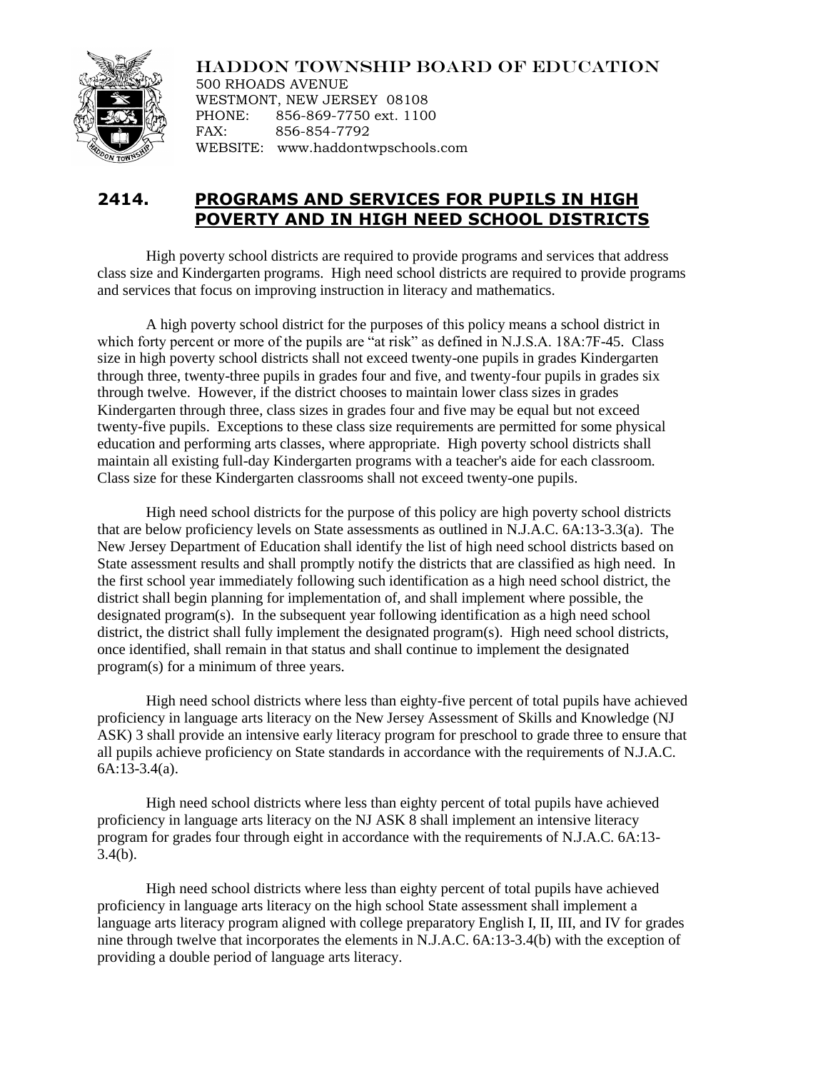HADDON TOWNSHIP BOARD OF EDUCATION
500 RHOADS AVENUE
WESTMONT, NEW JERSEY 08108
PHONE: 856-869-7750 ext. 1100
FAX: 856-854-7792
WEBSITE: www.haddontwpschools.com

# 2414. PROGRAMS AND SERVICES FOR PUPILS IN HIGH POVERTY AND IN HIGH NEED SCHOOL DISTRICTS

High poverty school districts are required to provide programs and services that address class size and Kindergarten programs. High need school districts are required to provide programs and services that focus on improving instruction in literacy and mathematics.

A high poverty school district for the purposes of this policy means a school district in which forty percent or more of the pupils are "at risk" as defined in N.J.S.A. 18A:7F-45. Class size in high poverty school districts shall not exceed twenty-one pupils in grades Kindergarten through three, twenty-three pupils in grades four and five, and twenty-four pupils in grades six through twelve. However, if the district chooses to maintain lower class sizes in grades Kindergarten through three, class sizes in grades four and five may be equal but not exceed twenty-five pupils. Exceptions to these class size requirements are permitted for some physical education and performing arts classes, where appropriate. High poverty school districts shall maintain all existing full-day Kindergarten programs with a teacher's aide for each classroom. Class size for these Kindergarten classrooms shall not exceed twenty-one pupils.

High need school districts for the purpose of this policy are high poverty school districts that are below proficiency levels on State assessments as outlined in N.J.A.C. 6A:13-3.3(a). The New Jersey Department of Education shall identify the list of high need school districts based on State assessment results and shall promptly notify the districts that are classified as high need. In the first school year immediately following such identification as a high need school district, the district shall begin planning for implementation of, and shall implement where possible, the designated program(s). In the subsequent year following identification as a high need school district, the district shall fully implement the designated program(s). High need school districts, once identified, shall remain in that status and shall continue to implement the designated program(s) for a minimum of three years.

High need school districts where less than eighty-five percent of total pupils have achieved proficiency in language arts literacy on the New Jersey Assessment of Skills and Knowledge (NJ ASK) 3 shall provide an intensive early literacy program for preschool to grade three to ensure that all pupils achieve proficiency on State standards in accordance with the requirements of N.J.A.C. 6A:13-3.4(a).

High need school districts where less than eighty percent of total pupils have achieved proficiency in language arts literacy on the NJ ASK 8 shall implement an intensive literacy program for grades four through eight in accordance with the requirements of N.J.A.C. 6A:13-3.4(b).

High need school districts where less than eighty percent of total pupils have achieved proficiency in language arts literacy on the high school State assessment shall implement a language arts literacy program aligned with college preparatory English I, II, III, and IV for grades nine through twelve that incorporates the elements in N.J.A.C. 6A:13-3.4(b) with the exception of providing a double period of language arts literacy.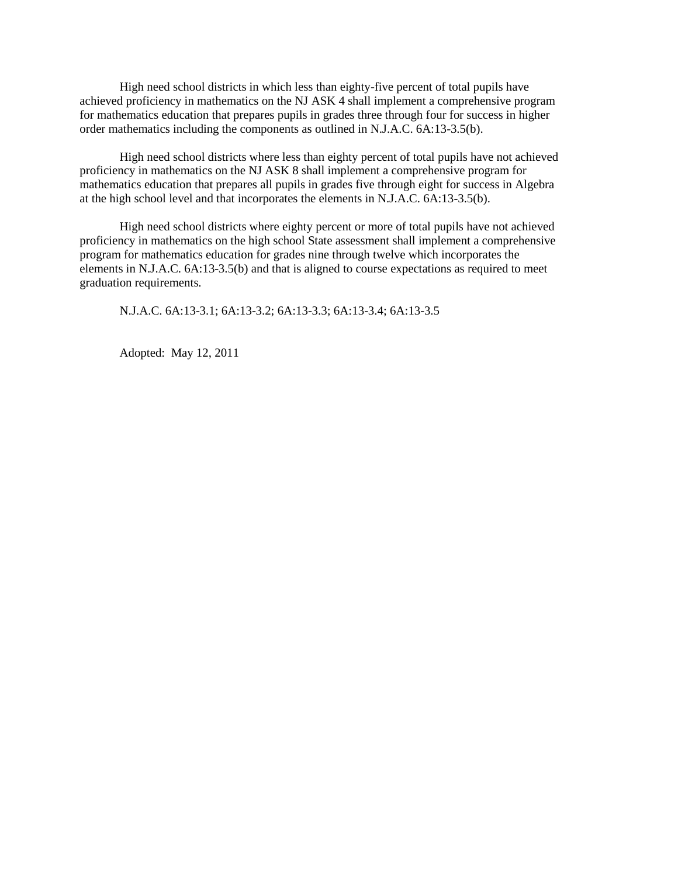High need school districts in which less than eighty-five percent of total pupils have achieved proficiency in mathematics on the NJ ASK 4 shall implement a comprehensive program for mathematics education that prepares pupils in grades three through four for success in higher order mathematics including the components as outlined in N.J.A.C. 6A:13-3.5(b).

High need school districts where less than eighty percent of total pupils have not achieved proficiency in mathematics on the NJ ASK 8 shall implement a comprehensive program for mathematics education that prepares all pupils in grades five through eight for success in Algebra at the high school level and that incorporates the elements in N.J.A.C. 6A:13-3.5(b).

High need school districts where eighty percent or more of total pupils have not achieved proficiency in mathematics on the high school State assessment shall implement a comprehensive program for mathematics education for grades nine through twelve which incorporates the elements in N.J.A.C. 6A:13-3.5(b) and that is aligned to course expectations as required to meet graduation requirements.

N.J.A.C. 6A:13-3.1; 6A:13-3.2; 6A:13-3.3; 6A:13-3.4; 6A:13-3.5

Adopted: May 12, 2011